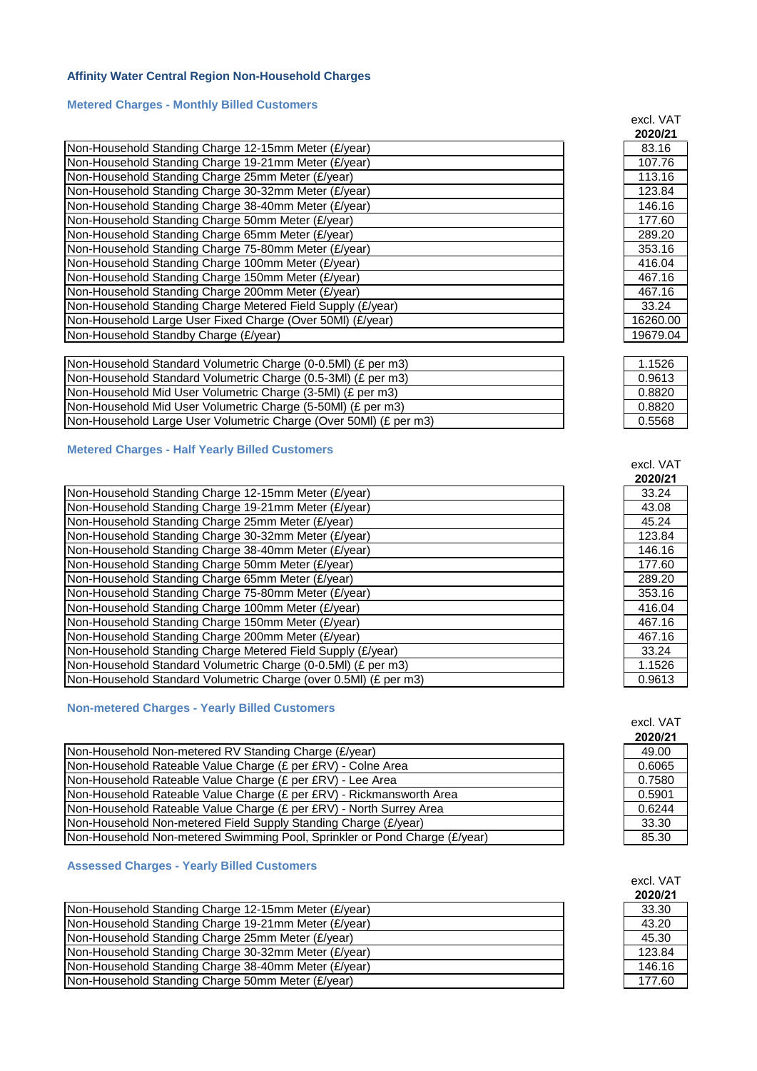## Affinity Water Central Region Non-Household Charges

### Metered Charges - Monthly Billed Customers

| | excl. VAT 2020/21 |
|---|---|
| Non-Household Standing Charge 12-15mm Meter (£/year) | 83.16 |
| Non-Household Standing Charge 19-21mm Meter (£/year) | 107.76 |
| Non-Household Standing Charge 25mm Meter (£/year) | 113.16 |
| Non-Household Standing Charge 30-32mm Meter (£/year) | 123.84 |
| Non-Household Standing Charge 38-40mm Meter (£/year) | 146.16 |
| Non-Household Standing Charge 50mm Meter (£/year) | 177.60 |
| Non-Household Standing Charge 65mm Meter (£/year) | 289.20 |
| Non-Household Standing Charge 75-80mm Meter (£/year) | 353.16 |
| Non-Household Standing Charge 100mm Meter (£/year) | 416.04 |
| Non-Household Standing Charge 150mm Meter (£/year) | 467.16 |
| Non-Household Standing Charge 200mm Meter (£/year) | 467.16 |
| Non-Household Standing Charge Metered Field Supply (£/year) | 33.24 |
| Non-Household Large User Fixed Charge (Over 50Ml) (£/year) | 16260.00 |
| Non-Household Standby Charge (£/year) | 19679.04 |

| | |
|---|---|
| Non-Household Standard Volumetric Charge (0-0.5Ml) (£ per m3) | 1.1526 |
| Non-Household Standard Volumetric Charge (0.5-3Ml) (£ per m3) | 0.9613 |
| Non-Household Mid User Volumetric Charge (3-5Ml) (£ per m3) | 0.8820 |
| Non-Household Mid User Volumetric Charge (5-50Ml) (£ per m3) | 0.8820 |
| Non-Household Large User Volumetric Charge (Over 50Ml) (£ per m3) | 0.5568 |

### Metered Charges - Half Yearly Billed Customers

| | excl. VAT 2020/21 |
|---|---|
| Non-Household Standing Charge 12-15mm Meter (£/year) | 33.24 |
| Non-Household Standing Charge 19-21mm Meter (£/year) | 43.08 |
| Non-Household Standing Charge 25mm Meter (£/year) | 45.24 |
| Non-Household Standing Charge 30-32mm Meter (£/year) | 123.84 |
| Non-Household Standing Charge 38-40mm Meter (£/year) | 146.16 |
| Non-Household Standing Charge 50mm Meter (£/year) | 177.60 |
| Non-Household Standing Charge 65mm Meter (£/year) | 289.20 |
| Non-Household Standing Charge 75-80mm Meter (£/year) | 353.16 |
| Non-Household Standing Charge 100mm Meter (£/year) | 416.04 |
| Non-Household Standing Charge 150mm Meter (£/year) | 467.16 |
| Non-Household Standing Charge 200mm Meter (£/year) | 467.16 |
| Non-Household Standing Charge Metered Field Supply (£/year) | 33.24 |
| Non-Household Standard Volumetric Charge (0-0.5Ml) (£ per m3) | 1.1526 |
| Non-Household Standard Volumetric Charge (over 0.5Ml) (£ per m3) | 0.9613 |

### Non-metered Charges - Yearly Billed Customers

| | excl. VAT 2020/21 |
|---|---|
| Non-Household Non-metered RV Standing Charge (£/year) | 49.00 |
| Non-Household Rateable Value Charge (£ per £RV) - Colne Area | 0.6065 |
| Non-Household Rateable Value Charge (£ per £RV) - Lee Area | 0.7580 |
| Non-Household Rateable Value Charge (£ per £RV) - Rickmansworth Area | 0.5901 |
| Non-Household Rateable Value Charge (£ per £RV) - North Surrey Area | 0.6244 |
| Non-Household Non-metered Field Supply Standing Charge (£/year) | 33.30 |
| Non-Household Non-metered Swimming Pool, Sprinkler or Pond Charge (£/year) | 85.30 |

### Assessed Charges - Yearly Billed Customers

| | excl. VAT 2020/21 |
|---|---|
| Non-Household Standing Charge 12-15mm Meter (£/year) | 33.30 |
| Non-Household Standing Charge 19-21mm Meter (£/year) | 43.20 |
| Non-Household Standing Charge 25mm Meter (£/year) | 45.30 |
| Non-Household Standing Charge 30-32mm Meter (£/year) | 123.84 |
| Non-Household Standing Charge 38-40mm Meter (£/year) | 146.16 |
| Non-Household Standing Charge 50mm Meter (£/year) | 177.60 |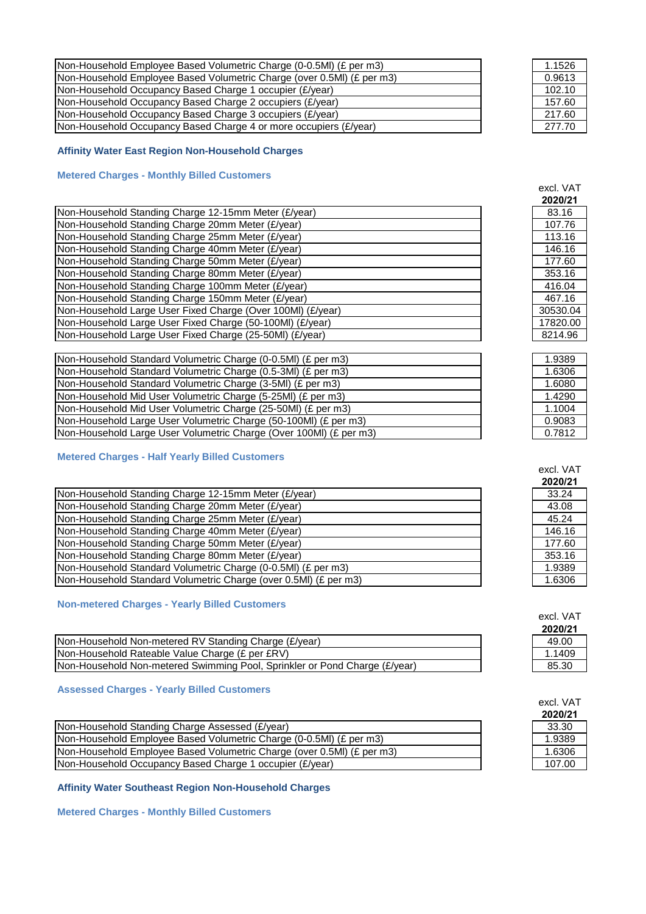| | |
|---|---|
| Non-Household Employee Based Volumetric Charge (0-0.5Ml) (£ per m3) | 1.1526 |
| Non-Household Employee Based Volumetric Charge (over 0.5Ml) (£ per m3) | 0.9613 |
| Non-Household Occupancy Based Charge 1 occupier (£/year) | 102.10 |
| Non-Household Occupancy Based Charge 2 occupiers (£/year) | 157.60 |
| Non-Household Occupancy Based Charge 3 occupiers (£/year) | 217.60 |
| Non-Household Occupancy Based Charge 4 or more occupiers (£/year) | 277.70 |

### Affinity Water East Region Non-Household Charges

#### Metered Charges - Monthly Billed Customers

| | excl. VAT **2020/21** |
|---|---|
| Non-Household Standing Charge 12-15mm Meter (£/year) | 83.16 |
| Non-Household Standing Charge 20mm Meter (£/year) | 107.76 |
| Non-Household Standing Charge 25mm Meter (£/year) | 113.16 |
| Non-Household Standing Charge 40mm Meter (£/year) | 146.16 |
| Non-Household Standing Charge 50mm Meter (£/year) | 177.60 |
| Non-Household Standing Charge 80mm Meter (£/year) | 353.16 |
| Non-Household Standing Charge 100mm Meter (£/year) | 416.04 |
| Non-Household Standing Charge 150mm Meter (£/year) | 467.16 |
| Non-Household Large User Fixed Charge (Over 100Ml) (£/year) | 30530.04 |
| Non-Household Large User Fixed Charge (50-100Ml) (£/year) | 17820.00 |
| Non-Household Large User Fixed Charge (25-50Ml) (£/year) | 8214.96 |

| | |
|---|---|
| Non-Household Standard Volumetric Charge (0-0.5Ml) (£ per m3) | 1.9389 |
| Non-Household Standard Volumetric Charge (0.5-3Ml) (£ per m3) | 1.6306 |
| Non-Household Standard Volumetric Charge (3-5Ml) (£ per m3) | 1.6080 |
| Non-Household Mid User Volumetric Charge (5-25Ml) (£ per m3) | 1.4290 |
| Non-Household Mid User Volumetric Charge (25-50Ml) (£ per m3) | 1.1004 |
| Non-Household Large User Volumetric Charge (50-100Ml) (£ per m3) | 0.9083 |
| Non-Household Large User Volumetric Charge (Over 100Ml) (£ per m3) | 0.7812 |

#### Metered Charges - Half Yearly Billed Customers

| | excl. VAT **2020/21** |
|---|---|
| Non-Household Standing Charge 12-15mm Meter (£/year) | 33.24 |
| Non-Household Standing Charge 20mm Meter (£/year) | 43.08 |
| Non-Household Standing Charge 25mm Meter (£/year) | 45.24 |
| Non-Household Standing Charge 40mm Meter (£/year) | 146.16 |
| Non-Household Standing Charge 50mm Meter (£/year) | 177.60 |
| Non-Household Standing Charge 80mm Meter (£/year) | 353.16 |
| Non-Household Standard Volumetric Charge (0-0.5Ml) (£ per m3) | 1.9389 |
| Non-Household Standard Volumetric Charge (over 0.5Ml) (£ per m3) | 1.6306 |

#### Non-metered Charges - Yearly Billed Customers

| | excl. VAT **2020/21** |
|---|---|
| Non-Household Non-metered RV Standing Charge (£/year) | 49.00 |
| Non-Household Rateable Value Charge (£ per £RV) | 1.1409 |
| Non-Household Non-metered Swimming Pool, Sprinkler or Pond Charge (£/year) | 85.30 |

#### Assessed Charges - Yearly Billed Customers

| | excl. VAT **2020/21** |
|---|---|
| Non-Household Standing Charge Assessed (£/year) | 33.30 |
| Non-Household Employee Based Volumetric Charge (0-0.5Ml) (£ per m3) | 1.9389 |
| Non-Household Employee Based Volumetric Charge (over 0.5Ml) (£ per m3) | 1.6306 |
| Non-Household Occupancy Based Charge 1 occupier (£/year) | 107.00 |

### Affinity Water Southeast Region Non-Household Charges

#### Metered Charges - Monthly Billed Customers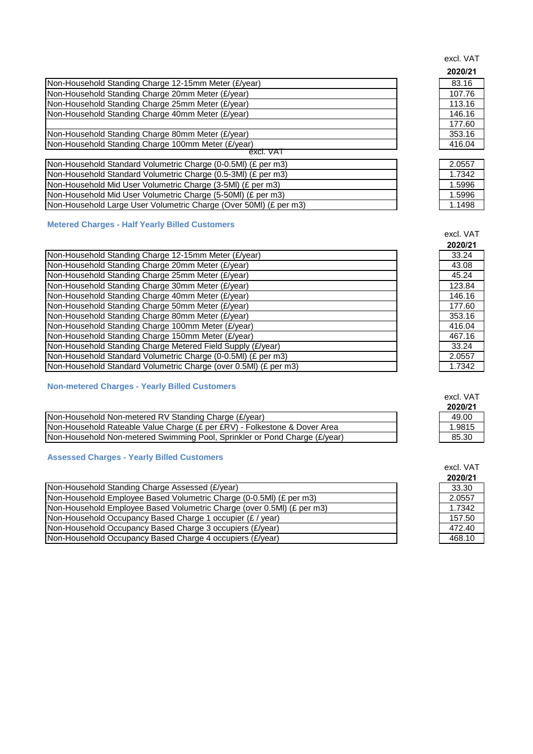| | excl. VAT |
|---|---|
| | **2020/21** |
| Non-Household Standing Charge 12-15mm Meter (£/year) | 83.16 |
| Non-Household Standing Charge 20mm Meter (£/year) | 107.76 |
| Non-Household Standing Charge 25mm Meter (£/year) | 113.16 |
| Non-Household Standing Charge 40mm Meter (£/year) | 146.16 |
| | 177.60 |
| Non-Household Standing Charge 80mm Meter (£/year) | 353.16 |
| Non-Household Standing Charge 100mm Meter (£/year) | 416.04 |

| excl. VAT | |
|---|---|
| Non-Household Standard Volumetric Charge (0-0.5Ml) (£ per m3) | 2.0557 |
| Non-Household Standard Volumetric Charge (0.5-3Ml) (£ per m3) | 1.7342 |
| Non-Household Mid User Volumetric Charge (3-5Ml) (£ per m3) | 1.5996 |
| Non-Household Mid User Volumetric Charge (5-50Ml) (£ per m3) | 1.5996 |
| Non-Household Large User Volumetric Charge (Over 50Ml) (£ per m3) | 1.1498 |

**Metered Charges - Half Yearly Billed Customers**

| | excl. VAT |
|---|---|
| | **2020/21** |
| Non-Household Standing Charge 12-15mm Meter (£/year) | 33.24 |
| Non-Household Standing Charge 20mm Meter (£/year) | 43.08 |
| Non-Household Standing Charge 25mm Meter (£/year) | 45.24 |
| Non-Household Standing Charge 30mm Meter (£/year) | 123.84 |
| Non-Household Standing Charge 40mm Meter (£/year) | 146.16 |
| Non-Household Standing Charge 50mm Meter (£/year) | 177.60 |
| Non-Household Standing Charge 80mm Meter (£/year) | 353.16 |
| Non-Household Standing Charge 100mm Meter (£/year) | 416.04 |
| Non-Household Standing Charge 150mm Meter (£/year) | 467.16 |
| Non-Household Standing Charge Metered Field Supply (£/year) | 33.24 |
| Non-Household Standard Volumetric Charge (0-0.5Ml) (£ per m3) | 2.0557 |
| Non-Household Standard Volumetric Charge (over 0.5Ml) (£ per m3) | 1.7342 |

**Non-metered Charges - Yearly Billed Customers**

| | excl. VAT |
|---|---|
| | **2020/21** |
| Non-Household Non-metered RV Standing Charge (£/year) | 49.00 |
| Non-Household Rateable Value Charge (£ per £RV) - Folkestone & Dover Area | 1.9815 |
| Non-Household Non-metered Swimming Pool, Sprinkler or Pond Charge (£/year) | 85.30 |

**Assessed Charges - Yearly Billed Customers**

| | excl. VAT |
|---|---|
| | **2020/21** |
| Non-Household Standing Charge Assessed (£/year) | 33.30 |
| Non-Household Employee Based Volumetric Charge (0-0.5Ml) (£ per m3) | 2.0557 |
| Non-Household Employee Based Volumetric Charge (over 0.5Ml) (£ per m3) | 1.7342 |
| Non-Household Occupancy Based Charge 1 occupier (£ / year) | 157.50 |
| Non-Household Occupancy Based Charge 3 occupiers (£/year) | 472.40 |
| Non-Household Occupancy Based Charge 4 occupiers (£/year) | 468.10 |